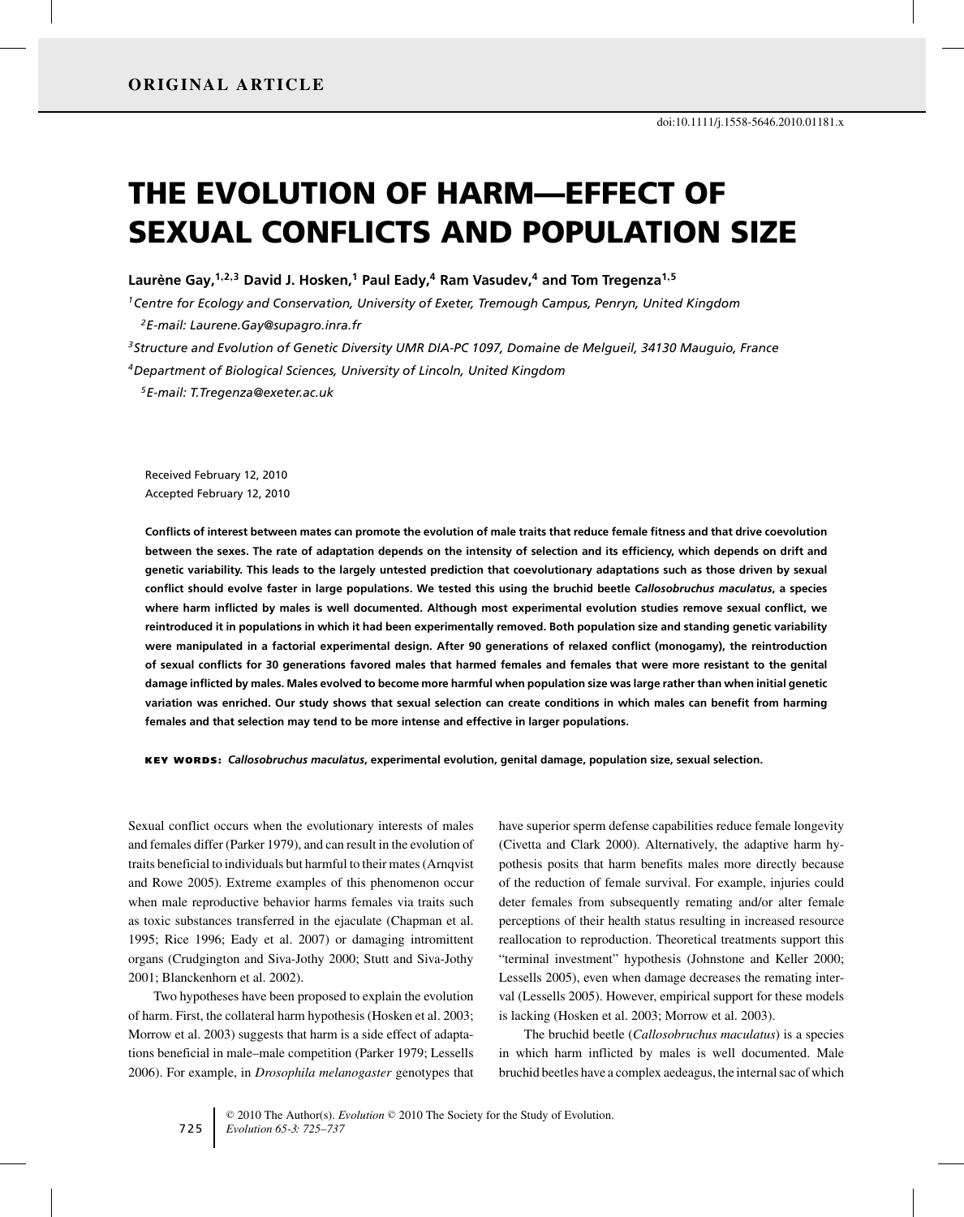ORIGINAL ARTICLE

doi:10.1111/j.1558-5646.2010.01181.x

# THE EVOLUTION OF HARM—EFFECT OF SEXUAL CONFLICTS AND POPULATION SIZE

**Laurène Gay,[1,2,3] David J. Hosken,[1] Paul Eady,[4] Ram Vasudev,[4] and Tom Tregenza[1,5]**

[1] *Centre for Ecology and Conservation, University of Exeter, Tremough Campus, Penryn, United Kingdom*

[2] *E-mail: Laurene.Gay@supagro.inra.fr*

[3] *Structure and Evolution of Genetic Diversity UMR DIA-PC 1097, Domaine de Melgueil, 34130 Mauguio, France*

[4] *Department of Biological Sciences, University of Lincoln, United Kingdom*

[5] *E-mail: T.Tregenza@exeter.ac.uk*

Received February 12, 2010
Accepted February 12, 2010

**Conflicts of interest between mates can promote the evolution of male traits that reduce female fitness and that drive coevolution between the sexes. The rate of adaptation depends on the intensity of selection and its efficiency, which depends on drift and genetic variability. This leads to the largely untested prediction that coevolutionary adaptations such as those driven by sexual conflict should evolve faster in large populations. We tested this using the bruchid beetle *Callosobruchus maculatus*, a species where harm inflicted by males is well documented. Although most experimental evolution studies remove sexual conflict, we reintroduced it in populations in which it had been experimentally removed. Both population size and standing genetic variability were manipulated in a factorial experimental design. After 90 generations of relaxed conflict (monogamy), the reintroduction of sexual conflicts for 30 generations favored males that harmed females and females that were more resistant to the genital damage inflicted by males. Males evolved to become more harmful when population size was large rather than when initial genetic variation was enriched. Our study shows that sexual selection can create conditions in which males can benefit from harming females and that selection may tend to be more intense and effective in larger populations.**

KEY WORDS: ***Callosobruchus maculatus*, experimental evolution, genital damage, population size, sexual selection.**

Sexual conflict occurs when the evolutionary interests of males and females differ (Parker 1979), and can result in the evolution of traits beneficial to individuals but harmful to their mates (Arnqvist and Rowe 2005). Extreme examples of this phenomenon occur when male reproductive behavior harms females via traits such as toxic substances transferred in the ejaculate (Chapman et al. 1995; Rice 1996; Eady et al. 2007) or damaging intromittent organs (Crudgington and Siva-Jothy 2000; Stutt and Siva-Jothy 2001; Blanckenhorn et al. 2002).

Two hypotheses have been proposed to explain the evolution of harm. First, the collateral harm hypothesis (Hosken et al. 2003; Morrow et al. 2003) suggests that harm is a side effect of adaptations beneficial in male–male competition (Parker 1979; Lessells 2006). For example, in *Drosophila melanogaster* genotypes that have superior sperm defense capabilities reduce female longevity (Civetta and Clark 2000). Alternatively, the adaptive harm hypothesis posits that harm benefits males more directly because of the reduction of female survival. For example, injuries could deter females from subsequently remating and/or alter female perceptions of their health status resulting in increased resource reallocation to reproduction. Theoretical treatments support this "terminal investment" hypothesis (Johnstone and Keller 2000; Lessells 2005), even when damage decreases the remating interval (Lessells 2005). However, empirical support for these models is lacking (Hosken et al. 2003; Morrow et al. 2003).

The bruchid beetle (*Callosobruchus maculatus*) is a species in which harm inflicted by males is well documented. Male bruchid beetles have a complex aedeagus, the internal sac of which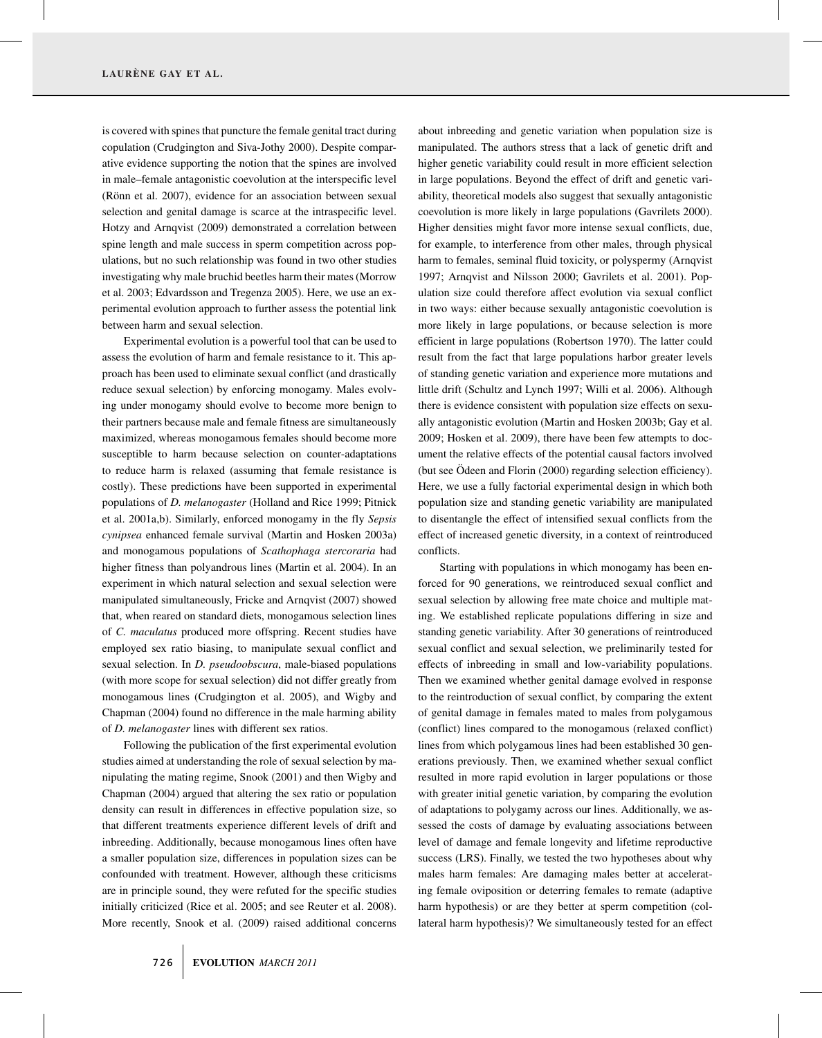is covered with spines that puncture the female genital tract during copulation (Crudgington and Siva-Jothy 2000). Despite comparative evidence supporting the notion that the spines are involved in male–female antagonistic coevolution at the interspecific level (Rönn et al. 2007), evidence for an association between sexual selection and genital damage is scarce at the intraspecific level. Hotzy and Arnqvist (2009) demonstrated a correlation between spine length and male success in sperm competition across populations, but no such relationship was found in two other studies investigating why male bruchid beetles harm their mates (Morrow et al. 2003; Edvardsson and Tregenza 2005). Here, we use an experimental evolution approach to further assess the potential link between harm and sexual selection.

Experimental evolution is a powerful tool that can be used to assess the evolution of harm and female resistance to it. This approach has been used to eliminate sexual conflict (and drastically reduce sexual selection) by enforcing monogamy. Males evolving under monogamy should evolve to become more benign to their partners because male and female fitness are simultaneously maximized, whereas monogamous females should become more susceptible to harm because selection on counter-adaptations to reduce harm is relaxed (assuming that female resistance is costly). These predictions have been supported in experimental populations of *D. melanogaster* (Holland and Rice 1999; Pitnick et al. 2001a,b). Similarly, enforced monogamy in the fly *Sepsis cynipsea* enhanced female survival (Martin and Hosken 2003a) and monogamous populations of *Scathophaga stercoraria* had higher fitness than polyandrous lines (Martin et al. 2004). In an experiment in which natural selection and sexual selection were manipulated simultaneously, Fricke and Arnqvist (2007) showed that, when reared on standard diets, monogamous selection lines of *C. maculatus* produced more offspring. Recent studies have employed sex ratio biasing, to manipulate sexual conflict and sexual selection. In *D. pseudoobscura*, male-biased populations (with more scope for sexual selection) did not differ greatly from monogamous lines (Crudgington et al. 2005), and Wigby and Chapman (2004) found no difference in the male harming ability of *D. melanogaster* lines with different sex ratios.

Following the publication of the first experimental evolution studies aimed at understanding the role of sexual selection by manipulating the mating regime, Snook (2001) and then Wigby and Chapman (2004) argued that altering the sex ratio or population density can result in differences in effective population size, so that different treatments experience different levels of drift and inbreeding. Additionally, because monogamous lines often have a smaller population size, differences in population sizes can be confounded with treatment. However, although these criticisms are in principle sound, they were refuted for the specific studies initially criticized (Rice et al. 2005; and see Reuter et al. 2008). More recently, Snook et al. (2009) raised additional concerns about inbreeding and genetic variation when population size is manipulated. The authors stress that a lack of genetic drift and higher genetic variability could result in more efficient selection in large populations. Beyond the effect of drift and genetic variability, theoretical models also suggest that sexually antagonistic coevolution is more likely in large populations (Gavrilets 2000). Higher densities might favor more intense sexual conflicts, due, for example, to interference from other males, through physical harm to females, seminal fluid toxicity, or polyspermy (Arnqvist 1997; Arnqvist and Nilsson 2000; Gavrilets et al. 2001). Population size could therefore affect evolution via sexual conflict in two ways: either because sexually antagonistic coevolution is more likely in large populations, or because selection is more efficient in large populations (Robertson 1970). The latter could result from the fact that large populations harbor greater levels of standing genetic variation and experience more mutations and little drift (Schultz and Lynch 1997; Willi et al. 2006). Although there is evidence consistent with population size effects on sexually antagonistic evolution (Martin and Hosken 2003b; Gay et al. 2009; Hosken et al. 2009), there have been few attempts to document the relative effects of the potential causal factors involved (but see Ödeen and Florin (2000) regarding selection efficiency). Here, we use a fully factorial experimental design in which both population size and standing genetic variability are manipulated to disentangle the effect of intensified sexual conflicts from the effect of increased genetic diversity, in a context of reintroduced conflicts.

Starting with populations in which monogamy has been enforced for 90 generations, we reintroduced sexual conflict and sexual selection by allowing free mate choice and multiple mating. We established replicate populations differing in size and standing genetic variability. After 30 generations of reintroduced sexual conflict and sexual selection, we preliminarily tested for effects of inbreeding in small and low-variability populations. Then we examined whether genital damage evolved in response to the reintroduction of sexual conflict, by comparing the extent of genital damage in females mated to males from polygamous (conflict) lines compared to the monogamous (relaxed conflict) lines from which polygamous lines had been established 30 generations previously. Then, we examined whether sexual conflict resulted in more rapid evolution in larger populations or those with greater initial genetic variation, by comparing the evolution of adaptations to polygamy across our lines. Additionally, we assessed the costs of damage by evaluating associations between level of damage and female longevity and lifetime reproductive success (LRS). Finally, we tested the two hypotheses about why males harm females: Are damaging males better at accelerating female oviposition or deterring females to remate (adaptive harm hypothesis) or are they better at sperm competition (collateral harm hypothesis)? We simultaneously tested for an effect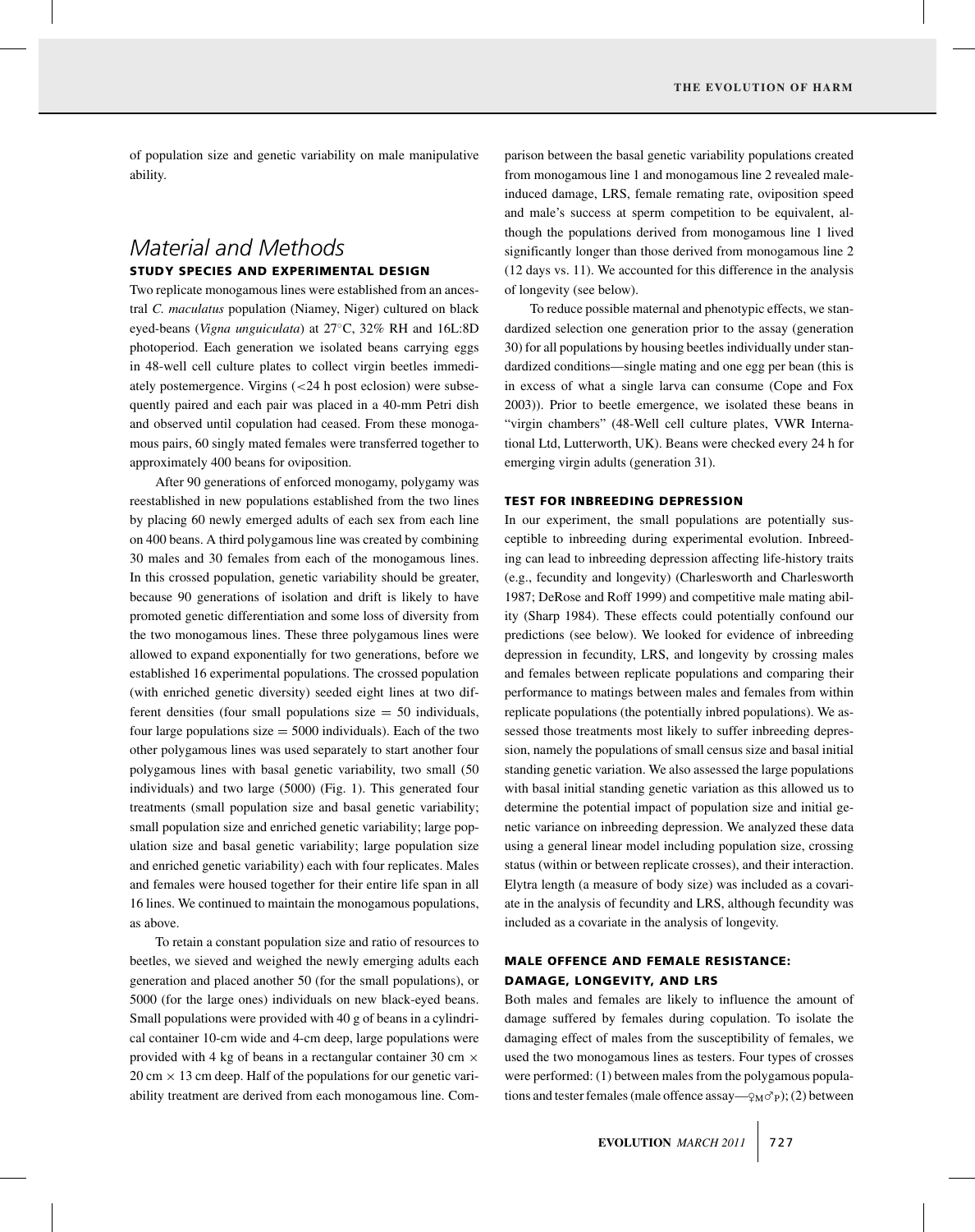of population size and genetic variability on male manipulative ability.

## Material and Methods

### STUDY SPECIES AND EXPERIMENTAL DESIGN

Two replicate monogamous lines were established from an ancestral *C. maculatus* population (Niamey, Niger) cultured on black eyed-beans (*Vigna unguiculata*) at 27°C, 32% RH and 16L:8D photoperiod. Each generation we isolated beans carrying eggs in 48-well cell culture plates to collect virgin beetles immediately postemergence. Virgins (<24 h post eclosion) were subsequently paired and each pair was placed in a 40-mm Petri dish and observed until copulation had ceased. From these monogamous pairs, 60 singly mated females were transferred together to approximately 400 beans for oviposition.

After 90 generations of enforced monogamy, polygamy was reestablished in new populations established from the two lines by placing 60 newly emerged adults of each sex from each line on 400 beans. A third polygamous line was created by combining 30 males and 30 females from each of the monogamous lines. In this crossed population, genetic variability should be greater, because 90 generations of isolation and drift is likely to have promoted genetic differentiation and some loss of diversity from the two monogamous lines. These three polygamous lines were allowed to expand exponentially for two generations, before we established 16 experimental populations. The crossed population (with enriched genetic diversity) seeded eight lines at two different densities (four small populations size = 50 individuals, four large populations size = 5000 individuals). Each of the two other polygamous lines was used separately to start another four polygamous lines with basal genetic variability, two small (50 individuals) and two large (5000) (Fig. 1). This generated four treatments (small population size and basal genetic variability; small population size and enriched genetic variability; large population size and basal genetic variability; large population size and enriched genetic variability) each with four replicates. Males and females were housed together for their entire life span in all 16 lines. We continued to maintain the monogamous populations, as above.

To retain a constant population size and ratio of resources to beetles, we sieved and weighed the newly emerging adults each generation and placed another 50 (for the small populations), or 5000 (for the large ones) individuals on new black-eyed beans. Small populations were provided with 40 g of beans in a cylindrical container 10-cm wide and 4-cm deep, large populations were provided with 4 kg of beans in a rectangular container 30 cm × 20 cm × 13 cm deep. Half of the populations for our genetic variability treatment are derived from each monogamous line. Comparison between the basal genetic variability populations created from monogamous line 1 and monogamous line 2 revealed male-induced damage, LRS, female remating rate, oviposition speed and male's success at sperm competition to be equivalent, although the populations derived from monogamous line 1 lived significantly longer than those derived from monogamous line 2 (12 days vs. 11). We accounted for this difference in the analysis of longevity (see below).

To reduce possible maternal and phenotypic effects, we standardized selection one generation prior to the assay (generation 30) for all populations by housing beetles individually under standardized conditions—single mating and one egg per bean (this is in excess of what a single larva can consume (Cope and Fox 2003)). Prior to beetle emergence, we isolated these beans in "virgin chambers" (48-Well cell culture plates, VWR International Ltd, Lutterworth, UK). Beans were checked every 24 h for emerging virgin adults (generation 31).

### TEST FOR INBREEDING DEPRESSION

In our experiment, the small populations are potentially susceptible to inbreeding during experimental evolution. Inbreeding can lead to inbreeding depression affecting life-history traits (e.g., fecundity and longevity) (Charlesworth and Charlesworth 1987; DeRose and Roff 1999) and competitive male mating ability (Sharp 1984). These effects could potentially confound our predictions (see below). We looked for evidence of inbreeding depression in fecundity, LRS, and longevity by crossing males and females between replicate populations and comparing their performance to matings between males and females from within replicate populations (the potentially inbred populations). We assessed those treatments most likely to suffer inbreeding depression, namely the populations of small census size and basal initial standing genetic variation. We also assessed the large populations with basal initial standing genetic variation as this allowed us to determine the potential impact of population size and initial genetic variance on inbreeding depression. We analyzed these data using a general linear model including population size, crossing status (within or between replicate crosses), and their interaction. Elytra length (a measure of body size) was included as a covariate in the analysis of fecundity and LRS, although fecundity was included as a covariate in the analysis of longevity.

### MALE OFFENCE AND FEMALE RESISTANCE: DAMAGE, LONGEVITY, AND LRS

Both males and females are likely to influence the amount of damage suffered by females during copulation. To isolate the damaging effect of males from the susceptibility of females, we used the two monogamous lines as testers. Four types of crosses were performed: (1) between males from the polygamous populations and tester females (male offence assay—$♀_M♂_P$); (2) between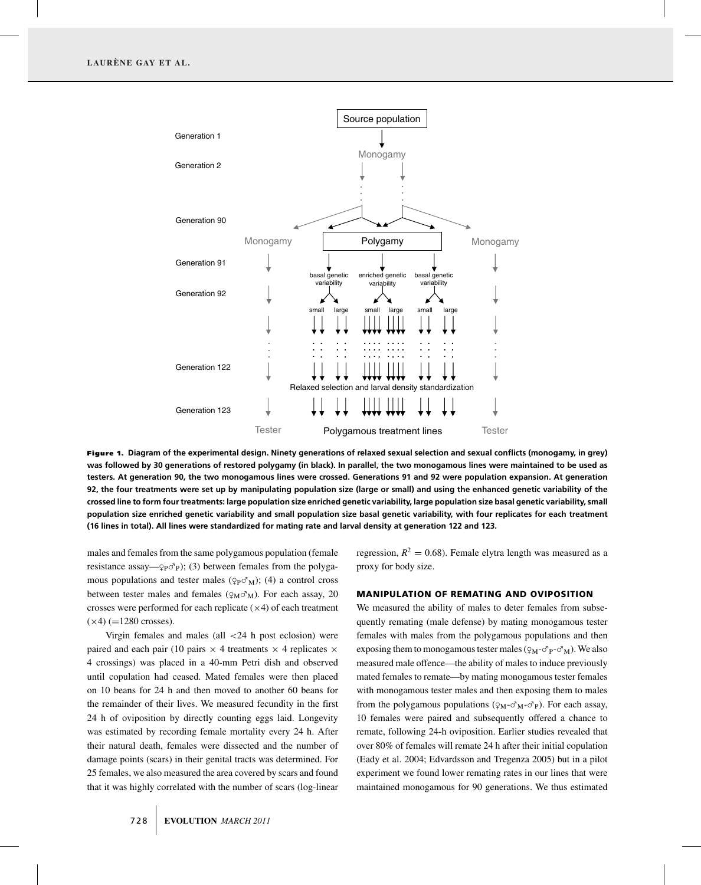**Figure 1.** Diagram of the experimental design. Ninety generations of relaxed sexual selection and sexual conflicts (monogamy, in grey) was followed by 30 generations of restored polygamy (in black). In parallel, the two monogamous lines were maintained to be used as testers. At generation 90, the two monogamous lines were crossed. Generations 91 and 92 were population expansion. At generation 92, the four treatments were set up by manipulating population size (large or small) and using the enhanced genetic variability of the crossed line to form four treatments: large population size enriched genetic variability, large population size basal genetic variability, small population size enriched genetic variability and small population size basal genetic variability, with four replicates for each treatment (16 lines in total). All lines were standardized for mating rate and larval density at generation 122 and 123.

males and females from the same polygamous population (female resistance assay—$♀_P♂_P$); (3) between females from the polygamous populations and tester males ($♀_P♂_M$); (4) a control cross between tester males and females ($♀_M♂_M$). For each assay, 20 crosses were performed for each replicate (×4) of each treatment (×4) (=1280 crosses).

Virgin females and males (all <24 h post eclosion) were paired and each pair (10 pairs × 4 treatments × 4 replicates × 4 crossings) was placed in a 40-mm Petri dish and observed until copulation had ceased. Mated females were then placed on 10 beans for 24 h and then moved to another 60 beans for the remainder of their lives. We measured fecundity in the first 24 h of oviposition by directly counting eggs laid. Longevity was estimated by recording female mortality every 24 h. After their natural death, females were dissected and the number of damage points (scars) in their genital tracts was determined. For 25 females, we also measured the area covered by scars and found that it was highly correlated with the number of scars (log-linear regression, $R^2 = 0.68$). Female elytra length was measured as a proxy for body size.

### MANIPULATION OF REMATING AND OVIPOSITION

We measured the ability of males to deter females from subsequently remating (male defense) by mating monogamous tester females with males from the polygamous populations and then exposing them to monogamous tester males ($♀_M$-$♂_P$-$♂_M$). We also measured male offence—the ability of males to induce previously mated females to remate—by mating monogamous tester females with monogamous tester males and then exposing them to males from the polygamous populations ($♀_M$-$♂_M$-$♂_P$). For each assay, 10 females were paired and subsequently offered a chance to remate, following 24-h oviposition. Earlier studies revealed that over 80% of females will remate 24 h after their initial copulation (Eady et al. 2004; Edvardsson and Tregenza 2005) but in a pilot experiment we found lower remating rates in our lines that were maintained monogamous for 90 generations. We thus estimated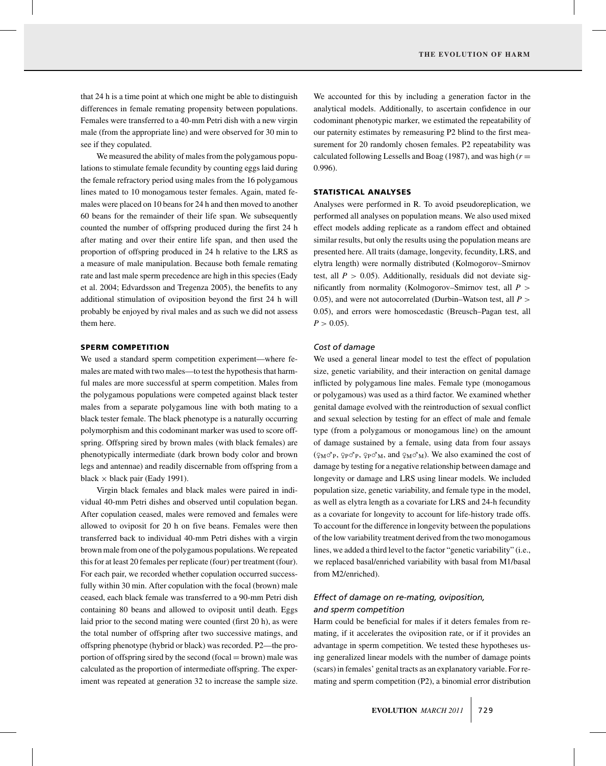that 24 h is a time point at which one might be able to distinguish differences in female remating propensity between populations. Females were transferred to a 40-mm Petri dish with a new virgin male (from the appropriate line) and were observed for 30 min to see if they copulated.

We measured the ability of males from the polygamous populations to stimulate female fecundity by counting eggs laid during the female refractory period using males from the 16 polygamous lines mated to 10 monogamous tester females. Again, mated females were placed on 10 beans for 24 h and then moved to another 60 beans for the remainder of their life span. We subsequently counted the number of offspring produced during the first 24 h after mating and over their entire life span, and then used the proportion of offspring produced in 24 h relative to the LRS as a measure of male manipulation. Because both female remating rate and last male sperm precedence are high in this species (Eady et al. 2004; Edvardsson and Tregenza 2005), the benefits to any additional stimulation of oviposition beyond the first 24 h will probably be enjoyed by rival males and as such we did not assess them here.

### SPERM COMPETITION

We used a standard sperm competition experiment—where females are mated with two males—to test the hypothesis that harmful males are more successful at sperm competition. Males from the polygamous populations were competed against black tester males from a separate polygamous line with both mating to a black tester female. The black phenotype is a naturally occurring polymorphism and this codominant marker was used to score offspring. Offspring sired by brown males (with black females) are phenotypically intermediate (dark brown body color and brown legs and antennae) and readily discernable from offspring from a black × black pair (Eady 1991).

Virgin black females and black males were paired in individual 40-mm Petri dishes and observed until copulation began. After copulation ceased, males were removed and females were allowed to oviposit for 20 h on five beans. Females were then transferred back to individual 40-mm Petri dishes with a virgin brown male from one of the polygamous populations. We repeated this for at least 20 females per replicate (four) per treatment (four). For each pair, we recorded whether copulation occurred successfully within 30 min. After copulation with the focal (brown) male ceased, each black female was transferred to a 90-mm Petri dish containing 80 beans and allowed to oviposit until death. Eggs laid prior to the second mating were counted (first 20 h), as were the total number of offspring after two successive matings, and offspring phenotype (hybrid or black) was recorded. P2—the proportion of offspring sired by the second (focal = brown) male was calculated as the proportion of intermediate offspring. The experiment was repeated at generation 32 to increase the sample size. We accounted for this by including a generation factor in the analytical models. Additionally, to ascertain confidence in our codominant phenotypic marker, we estimated the repeatability of our paternity estimates by remeasuring P2 blind to the first measurement for 20 randomly chosen females. P2 repeatability was calculated following Lessells and Boag (1987), and was high ($r = 0.996$).

### STATISTICAL ANALYSES

Analyses were performed in R. To avoid pseudoreplication, we performed all analyses on population means. We also used mixed effect models adding replicate as a random effect and obtained similar results, but only the results using the population means are presented here. All traits (damage, longevity, fecundity, LRS, and elytra length) were normally distributed (Kolmogorov–Smirnov test, all $P > 0.05$). Additionally, residuals did not deviate significantly from normality (Kolmogorov–Smirnov test, all $P > 0.05$), and were not autocorrelated (Durbin–Watson test, all $P > 0.05$), and errors were homoscedastic (Breusch–Pagan test, all $P > 0.05$).

#### *Cost of damage*

We used a general linear model to test the effect of population size, genetic variability, and their interaction on genital damage inflicted by polygamous line males. Female type (monogamous or polygamous) was used as a third factor. We examined whether genital damage evolved with the reintroduction of sexual conflict and sexual selection by testing for an effect of male and female type (from a polygamous or monogamous line) on the amount of damage sustained by a female, using data from four assays ($♀_M♂_P$, $♀_P♂_P$, $♀_P♂_M$, and $♀_M♂_M$). We also examined the cost of damage by testing for a negative relationship between damage and longevity or damage and LRS using linear models. We included population size, genetic variability, and female type in the model, as well as elytra length as a covariate for LRS and 24-h fecundity as a covariate for longevity to account for life-history trade offs. To account for the difference in longevity between the populations of the low variability treatment derived from the two monogamous lines, we added a third level to the factor "genetic variability" (i.e., we replaced basal/enriched variability with basal from M1/basal from M2/enriched).

#### *Effect of damage on re-mating, oviposition, and sperm competition*

Harm could be beneficial for males if it deters females from remating, if it accelerates the oviposition rate, or if it provides an advantage in sperm competition. We tested these hypotheses using generalized linear models with the number of damage points (scars) in females' genital tracts as an explanatory variable. For remating and sperm competition (P2), a binomial error distribution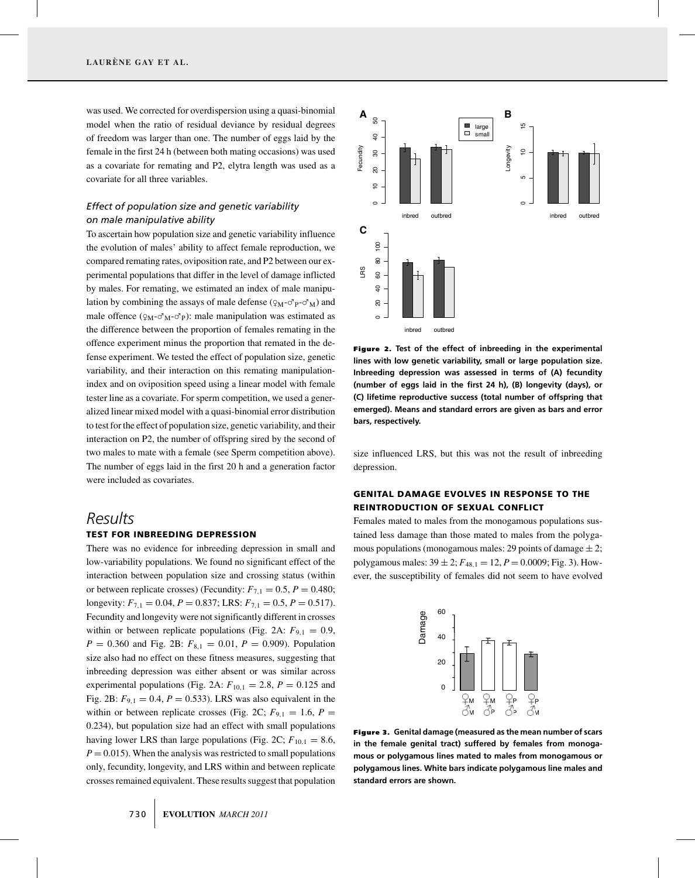was used. We corrected for overdispersion using a quasi-binomial model when the ratio of residual deviance by residual degrees of freedom was larger than one. The number of eggs laid by the female in the first 24 h (between both mating occasions) was used as a covariate for remating and P2, elytra length was used as a covariate for all three variables.

### *Effect of population size and genetic variability on male manipulative ability*

To ascertain how population size and genetic variability influence the evolution of males' ability to affect female reproduction, we compared remating rates, oviposition rate, and P2 between our experimental populations that differ in the level of damage inflicted by males. For remating, we estimated an index of male manipulation by combining the assays of male defense ($♀_M$-$♂_P$-$♂_M$) and male offence ($♀_M$-$♂_M$-$♂_P$): male manipulation was estimated as the difference between the proportion of females remating in the offence experiment minus the proportion that remated in the defense experiment. We tested the effect of population size, genetic variability, and their interaction on this remating manipulation-index and on oviposition speed using a linear model with female tester line as a covariate. For sperm competition, we used a generalized linear mixed model with a quasi-binomial error distribution to test for the effect of population size, genetic variability, and their interaction on P2, the number of offspring sired by the second of two males to mate with a female (see Sperm competition above). The number of eggs laid in the first 20 h and a generation factor were included as covariates.

# *Results*

## TEST FOR INBREEDING DEPRESSION

There was no evidence for inbreeding depression in small and low-variability populations. We found no significant effect of the interaction between population size and crossing status (within or between replicate crosses) (Fecundity: $F_{7,1} = 0.5$, $P = 0.480$; longevity: $F_{7,1} = 0.04$, $P = 0.837$; LRS: $F_{7,1} = 0.5$, $P = 0.517$). Fecundity and longevity were not significantly different in crosses within or between replicate populations (Fig. 2A: $F_{9,1} = 0.9$, $P = 0.360$ and Fig. 2B: $F_{8,1} = 0.01$, $P = 0.909$). Population size also had no effect on these fitness measures, suggesting that inbreeding depression was either absent or was similar across experimental populations (Fig. 2A: $F_{10,1} = 2.8$, $P = 0.125$ and Fig. 2B: $F_{9,1} = 0.4$, $P = 0.533$). LRS was also equivalent in the within or between replicate crosses (Fig. 2C; $F_{9,1} = 1.6$, $P = 0.234$), but population size had an effect with small populations having lower LRS than large populations (Fig. 2C; $F_{10,1} = 8.6$, $P = 0.015$). When the analysis was restricted to small populations only, fecundity, longevity, and LRS within and between replicate crosses remained equivalent. These results suggest that population size influenced LRS, but this was not the result of inbreeding depression.

**Figure 2.** **Test of the effect of inbreeding in the experimental lines with low genetic variability, small or large population size. Inbreeding depression was assessed in terms of (A) fecundity (number of eggs laid in the first 24 h), (B) longevity (days), or (C) lifetime reproductive success (total number of offspring that emerged). Means and standard errors are given as bars and error bars, respectively.**

## GENITAL DAMAGE EVOLVES IN RESPONSE TO THE REINTRODUCTION OF SEXUAL CONFLICT

Females mated to males from the monogamous populations sustained less damage than those mated to males from the polygamous populations (monogamous males: 29 points of damage $\pm$ 2; polygamous males: $39 \pm 2$; $F_{48,1} = 12$, $P = 0.0009$; Fig. 3). However, the susceptibility of females did not seem to have evolved

**Figure 3.** **Genital damage (measured as the mean number of scars in the female genital tract) suffered by females from monogamous or polygamous lines mated to males from monogamous or polygamous lines. White bars indicate polygamous line males and standard errors are shown.**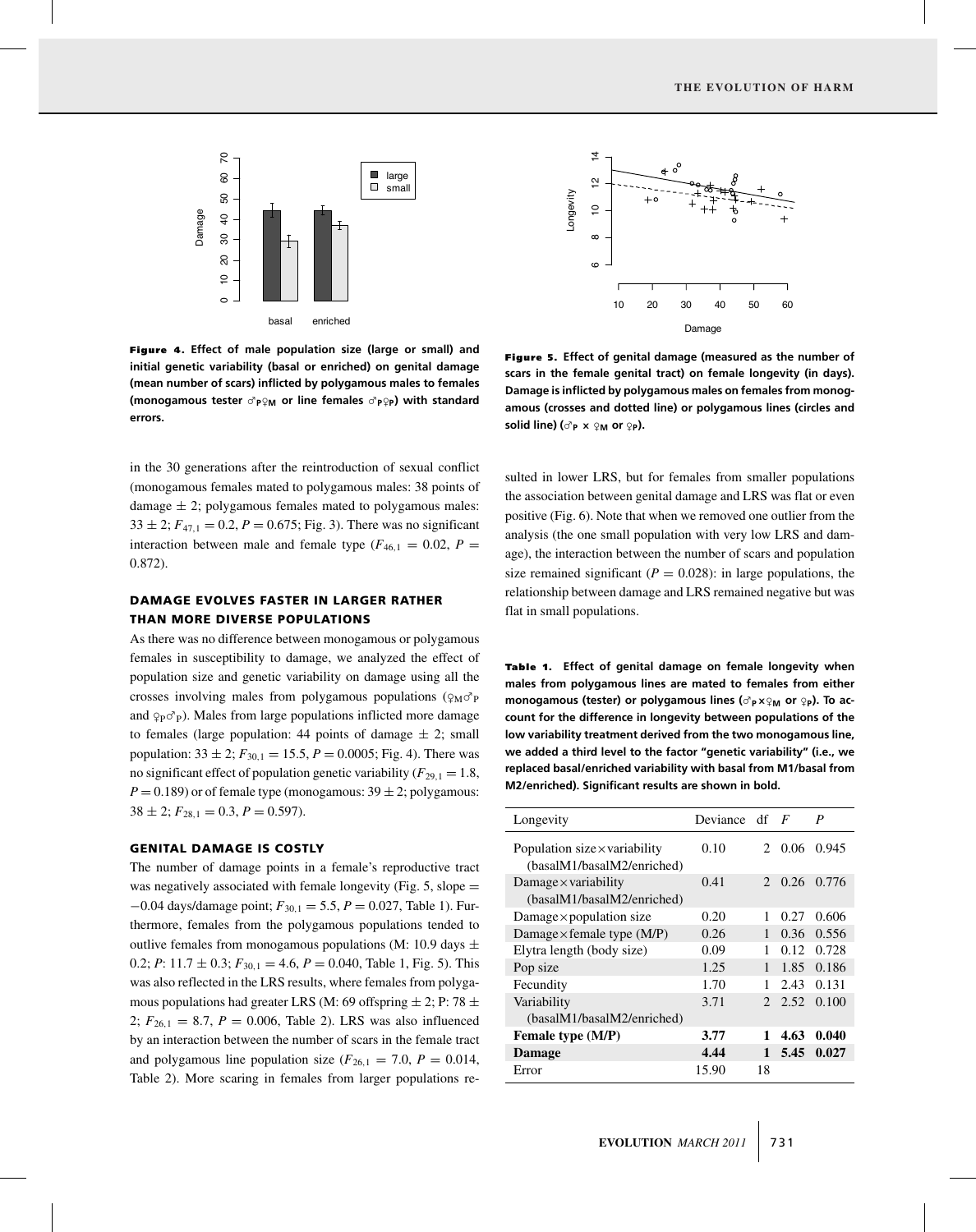**Figure 4.** Effect of male population size (large or small) and initial genetic variability (basal or enriched) on genital damage (mean number of scars) inflicted by polygamous males to females (monogamous tester $\male_P\female_M$ or line females $\male_P\female_P$) with standard errors.

**Figure 5.** Effect of genital damage (measured as the number of scars in the female genital tract) on female longevity (in days). Damage is inflicted by polygamous males on females from monogamous (crosses and dotted line) or polygamous lines (circles and solid line) ($\male_P \times \female_M$ or $\female_P$).

in the 30 generations after the reintroduction of sexual conflict (monogamous females mated to polygamous males: 38 points of damage $\pm$ 2; polygamous females mated to polygamous males: $33 \pm 2$; $F_{47,1} = 0.2$, $P = 0.675$; Fig. 3). There was no significant interaction between male and female type ($F_{46,1} = 0.02$, $P = 0.872$).

### DAMAGE EVOLVES FASTER IN LARGER RATHER THAN MORE DIVERSE POPULATIONS

As there was no difference between monogamous or polygamous females in susceptibility to damage, we analyzed the effect of population size and genetic variability on damage using all the crosses involving males from polygamous populations ($\female_M\male_P$ and $\female_P\male_P$). Males from large populations inflicted more damage to females (large population: 44 points of damage $\pm$ 2; small population: $33 \pm 2$; $F_{30,1} = 15.5$, $P = 0.0005$; Fig. 4). There was no significant effect of population genetic variability ($F_{29,1} = 1.8$, $P = 0.189$) or of female type (monogamous: $39 \pm 2$; polygamous: $38 \pm 2$; $F_{28,1} = 0.3$, $P = 0.597$).

### GENITAL DAMAGE IS COSTLY

The number of damage points in a female's reproductive tract was negatively associated with female longevity (Fig. 5, slope = −0.04 days/damage point; $F_{30,1} = 5.5$, $P = 0.027$, Table 1). Furthermore, females from the polygamous populations tended to outlive females from monogamous populations (M: 10.9 days $\pm$ 0.2; *P*: $11.7 \pm 0.3$; $F_{30,1} = 4.6$, $P = 0.040$, Table 1, Fig. 5). This was also reflected in the LRS results, where females from polygamous populations had greater LRS (M: 69 offspring $\pm$ 2; P: $78 \pm 2$; $F_{26,1} = 8.7$, $P = 0.006$, Table 2). LRS was also influenced by an interaction between the number of scars in the female tract and polygamous line population size ($F_{26,1} = 7.0$, $P = 0.014$, Table 2). More scaring in females from larger populations resulted in lower LRS, but for females from smaller populations the association between genital damage and LRS was flat or even positive (Fig. 6). Note that when we removed one outlier from the analysis (the one small population with very low LRS and damage), the interaction between the number of scars and population size remained significant ($P = 0.028$): in large populations, the relationship between damage and LRS remained negative but was flat in small populations.

**Table 1.** Effect of genital damage on female longevity when males from polygamous lines are mated to females from either monogamous (tester) or polygamous lines ($\male_P \times \female_M$ or $\female_P$). To account for the difference in longevity between populations of the low variability treatment derived from the two monogamous line, we added a third level to the factor "genetic variability" (i.e., we replaced basal/enriched variability with basal from M1/basal from M2/enriched). Significant results are shown in bold.

| Longevity | Deviance | df | *F* | *P* |
|---|---|---|---|---|
| Population size × variability (basalM1/basalM2/enriched) | 0.10 | 2 | 0.06 | 0.945 |
| Damage × variability (basalM1/basalM2/enriched) | 0.41 | 2 | 0.26 | 0.776 |
| Damage × population size | 0.20 | 1 | 0.27 | 0.606 |
| Damage × female type (M/P) | 0.26 | 1 | 0.36 | 0.556 |
| Elytra length (body size) | 0.09 | 1 | 0.12 | 0.728 |
| Pop size | 1.25 | 1 | 1.85 | 0.186 |
| Fecundity | 1.70 | 1 | 2.43 | 0.131 |
| Variability (basalM1/basalM2/enriched) | 3.71 | 2 | 2.52 | 0.100 |
| **Female type (M/P)** | **3.77** | **1** | **4.63** | **0.040** |
| **Damage** | **4.44** | **1** | **5.45** | **0.027** |
| Error | 15.90 | 18 | | |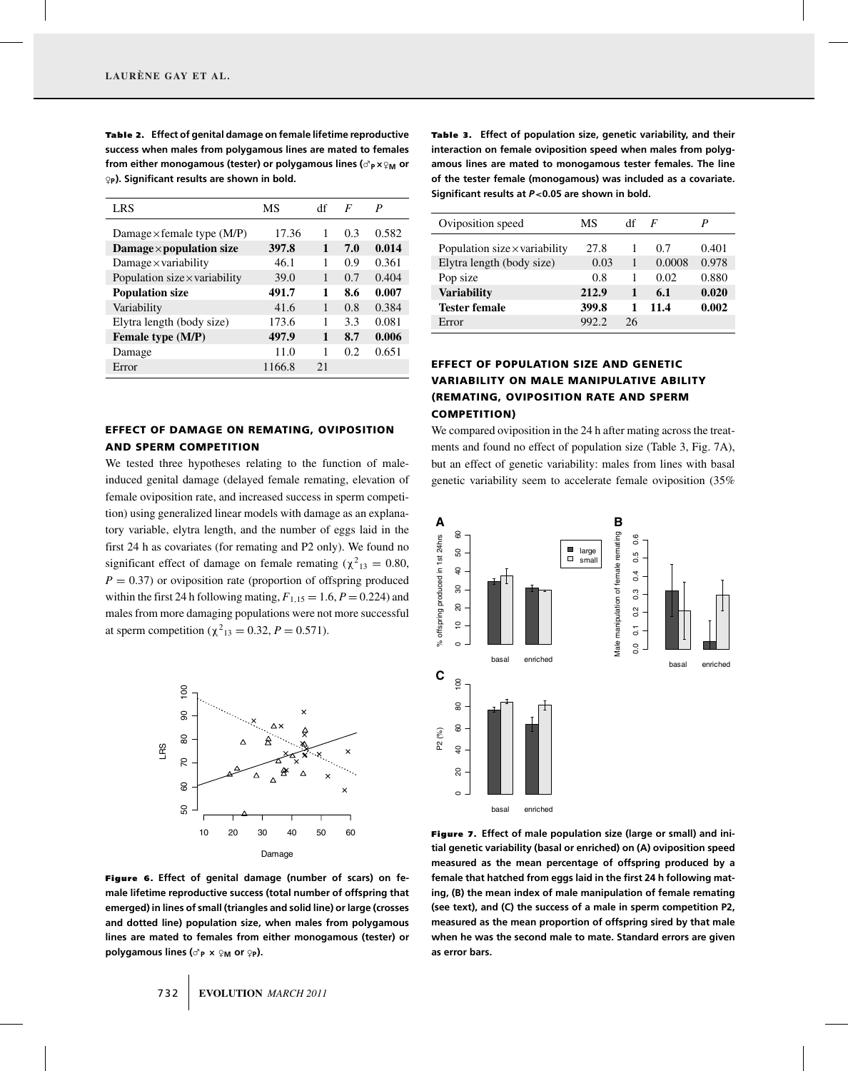**Table 2.** Effect of genital damage on female lifetime reproductive success when males from polygamous lines are mated to females from either monogamous (tester) or polygamous lines (♂$_P$×♀$_M$ or ♀$_P$). Significant results are shown in bold.

| LRS | MS | df | *F* | *P* |
|---|---|---|---|---|
| Damage×female type (M/P) | 17.36 | 1 | 0.3 | 0.582 |
| **Damage×population size** | **397.8** | **1** | **7.0** | **0.014** |
| Damage×variability | 46.1 | 1 | 0.9 | 0.361 |
| Population size×variability | 39.0 | 1 | 0.7 | 0.404 |
| **Population size** | **491.7** | **1** | **8.6** | **0.007** |
| Variability | 41.6 | 1 | 0.8 | 0.384 |
| Elytra length (body size) | 173.6 | 1 | 3.3 | 0.081 |
| **Female type (M/P)** | **497.9** | **1** | **8.7** | **0.006** |
| Damage | 11.0 | 1 | 0.2 | 0.651 |
| Error | 1166.8 | 21 | | |

## EFFECT OF DAMAGE ON REMATING, OVIPOSITION AND SPERM COMPETITION

We tested three hypotheses relating to the function of male-induced genital damage (delayed female remating, elevation of female oviposition rate, and increased success in sperm competition) using generalized linear models with damage as an explanatory variable, elytra length, and the number of eggs laid in the first 24 h as covariates (for remating and P2 only). We found no significant effect of damage on female remating ($\chi^2_{13} = 0.80$, $P = 0.37$) or oviposition rate (proportion of offspring produced within the first 24 h following mating, $F_{1,15} = 1.6$, $P = 0.224$) and males from more damaging populations were not more successful at sperm competition ($\chi^2_{13} = 0.32$, $P = 0.571$).

**Figure 6.** Effect of genital damage (number of scars) on female lifetime reproductive success (total number of offspring that emerged) in lines of small (triangles and solid line) or large (crosses and dotted line) population size, when males from polygamous lines are mated to females from either monogamous (tester) or polygamous lines (♂$_P$ × ♀$_M$ or ♀$_P$).

**Table 3.** Effect of population size, genetic variability, and their interaction on female oviposition speed when males from polygamous lines are mated to monogamous tester females. The line of the tester female (monogamous) was included as a covariate. Significant results at $P<0.05$ are shown in bold.

| Oviposition speed | MS | df | *F* | *P* |
|---|---|---|---|---|
| Population size×variability | 27.8 | 1 | 0.7 | 0.401 |
| Elytra length (body size) | 0.03 | 1 | 0.0008 | 0.978 |
| Pop size | 0.8 | 1 | 0.02 | 0.880 |
| **Variability** | **212.9** | **1** | **6.1** | **0.020** |
| **Tester female** | **399.8** | **1** | **11.4** | **0.002** |
| Error | 992.2 | 26 | | |

## EFFECT OF POPULATION SIZE AND GENETIC VARIABILITY ON MALE MANIPULATIVE ABILITY (REMATING, OVIPOSITION RATE AND SPERM COMPETITION)

We compared oviposition in the 24 h after mating across the treatments and found no effect of population size (Table 3, Fig. 7A), but an effect of genetic variability: males from lines with basal genetic variability seem to accelerate female oviposition (35%

**Figure 7.** Effect of male population size (large or small) and initial genetic variability (basal or enriched) on (A) oviposition speed measured as the mean percentage of offspring produced by a female that hatched from eggs laid in the first 24 h following mating, (B) the mean index of male manipulation of female remating (see text), and (C) the success of a male in sperm competition P2, measured as the mean proportion of offspring sired by that male when he was the second male to mate. Standard errors are given as error bars.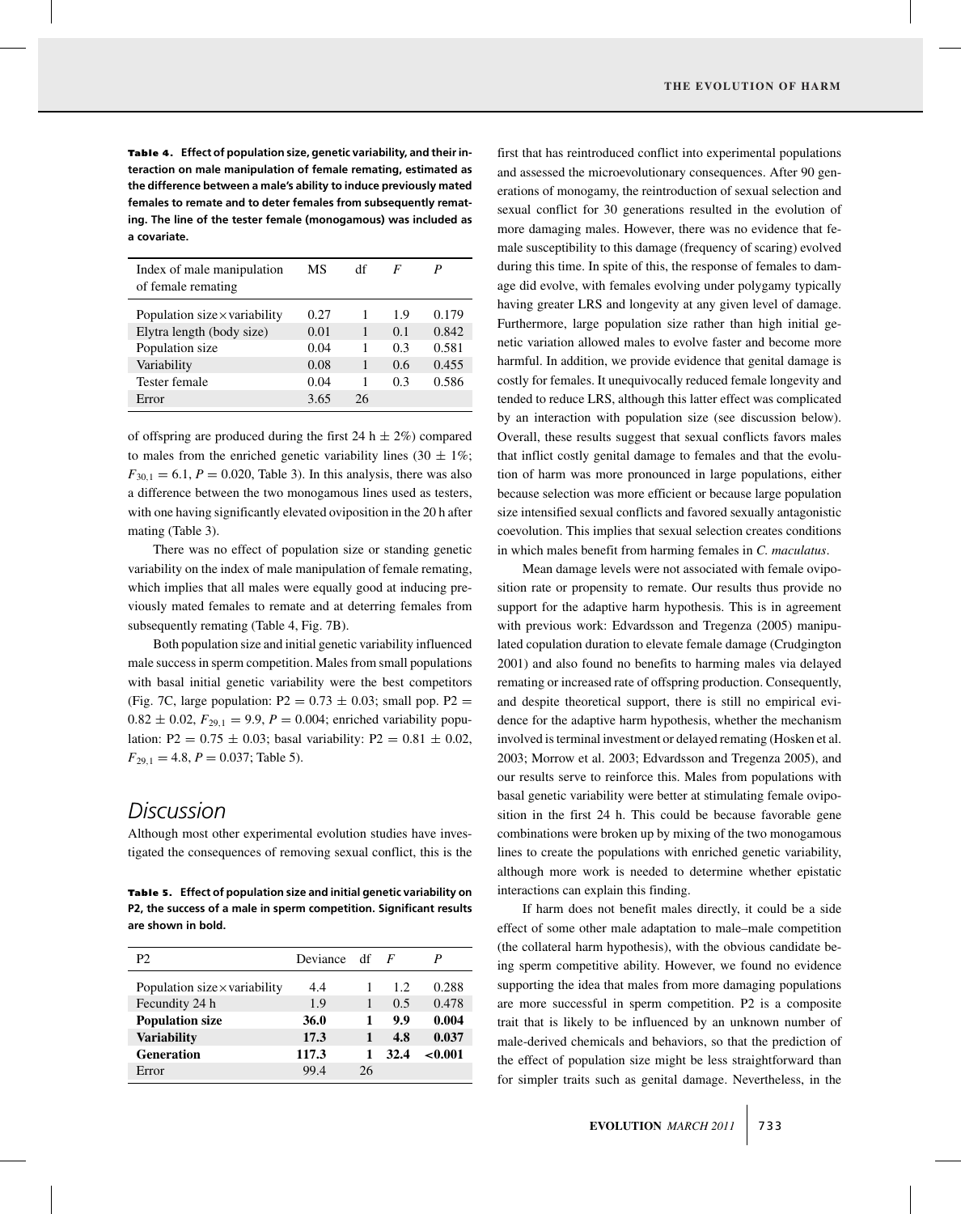**Table 4. Effect of population size, genetic variability, and their interaction on male manipulation of female remating, estimated as the difference between a male's ability to induce previously mated females to remate and to deter females from subsequently remating. The line of the tester female (monogamous) was included as a covariate.**

| Index of male manipulation of female remating | MS | df | $F$ | $P$ |
|---|---|---|---|---|
| Population size × variability | 0.27 | 1 | 1.9 | 0.179 |
| Elytra length (body size) | 0.01 | 1 | 0.1 | 0.842 |
| Population size | 0.04 | 1 | 0.3 | 0.581 |
| Variability | 0.08 | 1 | 0.6 | 0.455 |
| Tester female | 0.04 | 1 | 0.3 | 0.586 |
| Error | 3.65 | 26 | | |

of offspring are produced during the first 24 h ± 2%) compared to males from the enriched genetic variability lines (30 ± 1%; $F_{30,1} = 6.1$, $P = 0.020$, Table 3). In this analysis, there was also a difference between the two monogamous lines used as testers, with one having significantly elevated oviposition in the 20 h after mating (Table 3).

There was no effect of population size or standing genetic variability on the index of male manipulation of female remating, which implies that all males were equally good at inducing previously mated females to remate and at deterring females from subsequently remating (Table 4, Fig. 7B).

Both population size and initial genetic variability influenced male success in sperm competition. Males from small populations with basal initial genetic variability were the best competitors (Fig. 7C, large population: P2 = 0.73 ± 0.03; small pop. P2 = 0.82 ± 0.02, $F_{29,1} = 9.9$, $P = 0.004$; enriched variability population: P2 = 0.75 ± 0.03; basal variability: P2 = 0.81 ± 0.02, $F_{29,1} = 4.8$, $P = 0.037$; Table 5).

## Discussion

Although most other experimental evolution studies have investigated the consequences of removing sexual conflict, this is the first that has reintroduced conflict into experimental populations and assessed the microevolutionary consequences. After 90 generations of monogamy, the reintroduction of sexual selection and sexual conflict for 30 generations resulted in the evolution of more damaging males. However, there was no evidence that female susceptibility to this damage (frequency of scaring) evolved during this time. In spite of this, the response of females to damage did evolve, with females evolving under polygamy typically having greater LRS and longevity at any given level of damage. Furthermore, large population size rather than high initial genetic variation allowed males to evolve faster and become more harmful. In addition, we provide evidence that genital damage is costly for females. It unequivocally reduced female longevity and tended to reduce LRS, although this latter effect was complicated by an interaction with population size (see discussion below). Overall, these results suggest that sexual conflicts favors males that inflict costly genital damage to females and that the evolution of harm was more pronounced in large populations, either because selection was more efficient or because large population size intensified sexual conflicts and favored sexually antagonistic coevolution. This implies that sexual selection creates conditions in which males benefit from harming females in *C. maculatus*.

**Table 5. Effect of population size and initial genetic variability on P2, the success of a male in sperm competition. Significant results are shown in bold.**

| P2 | Deviance | df | $F$ | $P$ |
|---|---|---|---|---|
| Population size × variability | 4.4 | 1 | 1.2 | 0.288 |
| Fecundity 24 h | 1.9 | 1 | 0.5 | 0.478 |
| **Population size** | **36.0** | **1** | **9.9** | **0.004** |
| **Variability** | **17.3** | **1** | **4.8** | **0.037** |
| **Generation** | **117.3** | **1** | **32.4** | **<0.001** |
| Error | 99.4 | 26 | | |

Mean damage levels were not associated with female oviposition rate or propensity to remate. Our results thus provide no support for the adaptive harm hypothesis. This is in agreement with previous work: Edvardsson and Tregenza (2005) manipulated copulation duration to elevate female damage (Crudgington 2001) and also found no benefits to harming males via delayed remating or increased rate of offspring production. Consequently, and despite theoretical support, there is still no empirical evidence for the adaptive harm hypothesis, whether the mechanism involved is terminal investment or delayed remating (Hosken et al. 2003; Morrow et al. 2003; Edvardsson and Tregenza 2005), and our results serve to reinforce this. Males from populations with basal genetic variability were better at stimulating female oviposition in the first 24 h. This could be because favorable gene combinations were broken up by mixing of the two monogamous lines to create the populations with enriched genetic variability, although more work is needed to determine whether epistatic interactions can explain this finding.

If harm does not benefit males directly, it could be a side effect of some other male adaptation to male–male competition (the collateral harm hypothesis), with the obvious candidate being sperm competitive ability. However, we found no evidence supporting the idea that males from more damaging populations are more successful in sperm competition. P2 is a composite trait that is likely to be influenced by an unknown number of male-derived chemicals and behaviors, so that the prediction of the effect of population size might be less straightforward than for simpler traits such as genital damage. Nevertheless, in the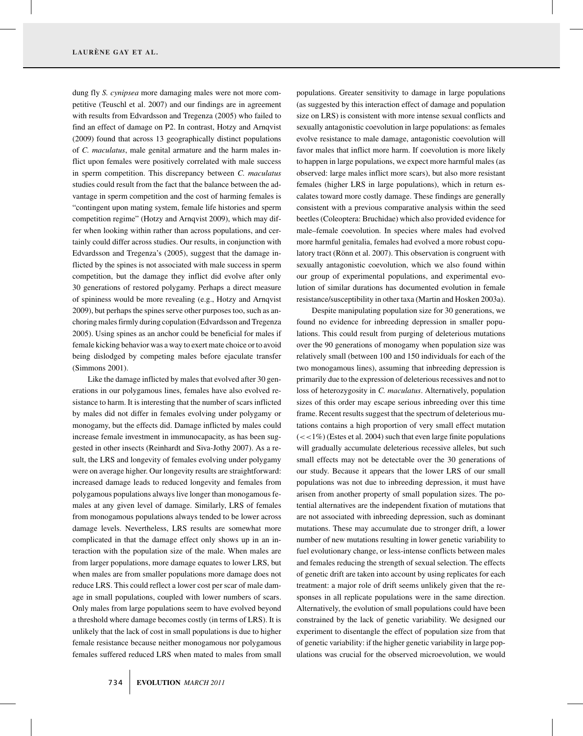dung fly *S. cynipsea* more damaging males were not more competitive (Teuschl et al. 2007) and our findings are in agreement with results from Edvardsson and Tregenza (2005) who failed to find an effect of damage on P2. In contrast, Hotzy and Arnqvist (2009) found that across 13 geographically distinct populations of *C. maculatus*, male genital armature and the harm males inflict upon females were positively correlated with male success in sperm competition. This discrepancy between *C. maculatus* studies could result from the fact that the balance between the advantage in sperm competition and the cost of harming females is "contingent upon mating system, female life histories and sperm competition regime" (Hotzy and Arnqvist 2009), which may differ when looking within rather than across populations, and certainly could differ across studies. Our results, in conjunction with Edvardsson and Tregenza's (2005), suggest that the damage inflicted by the spines is not associated with male success in sperm competition, but the damage they inflict did evolve after only 30 generations of restored polygamy. Perhaps a direct measure of spininess would be more revealing (e.g., Hotzy and Arnqvist 2009), but perhaps the spines serve other purposes too, such as anchoring males firmly during copulation (Edvardsson and Tregenza 2005). Using spines as an anchor could be beneficial for males if female kicking behavior was a way to exert mate choice or to avoid being dislodged by competing males before ejaculate transfer (Simmons 2001).

Like the damage inflicted by males that evolved after 30 generations in our polygamous lines, females have also evolved resistance to harm. It is interesting that the number of scars inflicted by males did not differ in females evolving under polygamy or monogamy, but the effects did. Damage inflicted by males could increase female investment in immunocapacity, as has been suggested in other insects (Reinhardt and Siva-Jothy 2007). As a result, the LRS and longevity of females evolving under polygamy were on average higher. Our longevity results are straightforward: increased damage leads to reduced longevity and females from polygamous populations always live longer than monogamous females at any given level of damage. Similarly, LRS of females from monogamous populations always tended to be lower across damage levels. Nevertheless, LRS results are somewhat more complicated in that the damage effect only shows up in an interaction with the population size of the male. When males are from larger populations, more damage equates to lower LRS, but when males are from smaller populations more damage does not reduce LRS. This could reflect a lower cost per scar of male damage in small populations, coupled with lower numbers of scars. Only males from large populations seem to have evolved beyond a threshold where damage becomes costly (in terms of LRS). It is unlikely that the lack of cost in small populations is due to higher female resistance because neither monogamous nor polygamous females suffered reduced LRS when mated to males from small populations. Greater sensitivity to damage in large populations (as suggested by this interaction effect of damage and population size on LRS) is consistent with more intense sexual conflicts and sexually antagonistic coevolution in large populations: as females evolve resistance to male damage, antagonistic coevolution will favor males that inflict more harm. If coevolution is more likely to happen in large populations, we expect more harmful males (as observed: large males inflict more scars), but also more resistant females (higher LRS in large populations), which in return escalates toward more costly damage. These findings are generally consistent with a previous comparative analysis within the seed beetles (Coleoptera: Bruchidae) which also provided evidence for male–female coevolution. In species where males had evolved more harmful genitalia, females had evolved a more robust copulatory tract (Rönn et al. 2007). This observation is congruent with sexually antagonistic coevolution, which we also found within our group of experimental populations, and experimental evolution of similar durations has documented evolution in female resistance/susceptibility in other taxa (Martin and Hosken 2003a).

Despite manipulating population size for 30 generations, we found no evidence for inbreeding depression in smaller populations. This could result from purging of deleterious mutations over the 90 generations of monogamy when population size was relatively small (between 100 and 150 individuals for each of the two monogamous lines), assuming that inbreeding depression is primarily due to the expression of deleterious recessives and not to loss of heterozygosity in *C. maculatus*. Alternatively, population sizes of this order may escape serious inbreeding over this time frame. Recent results suggest that the spectrum of deleterious mutations contains a high proportion of very small effect mutation ($<<1\%$) (Estes et al. 2004) such that even large finite populations will gradually accumulate deleterious recessive alleles, but such small effects may not be detectable over the 30 generations of our study. Because it appears that the lower LRS of our small populations was not due to inbreeding depression, it must have arisen from another property of small population sizes. The potential alternatives are the independent fixation of mutations that are not associated with inbreeding depression, such as dominant mutations. These may accumulate due to stronger drift, a lower number of new mutations resulting in lower genetic variability to fuel evolutionary change, or less-intense conflicts between males and females reducing the strength of sexual selection. The effects of genetic drift are taken into account by using replicates for each treatment: a major role of drift seems unlikely given that the responses in all replicate populations were in the same direction. Alternatively, the evolution of small populations could have been constrained by the lack of genetic variability. We designed our experiment to disentangle the effect of population size from that of genetic variability: if the higher genetic variability in large populations was crucial for the observed microevolution, we would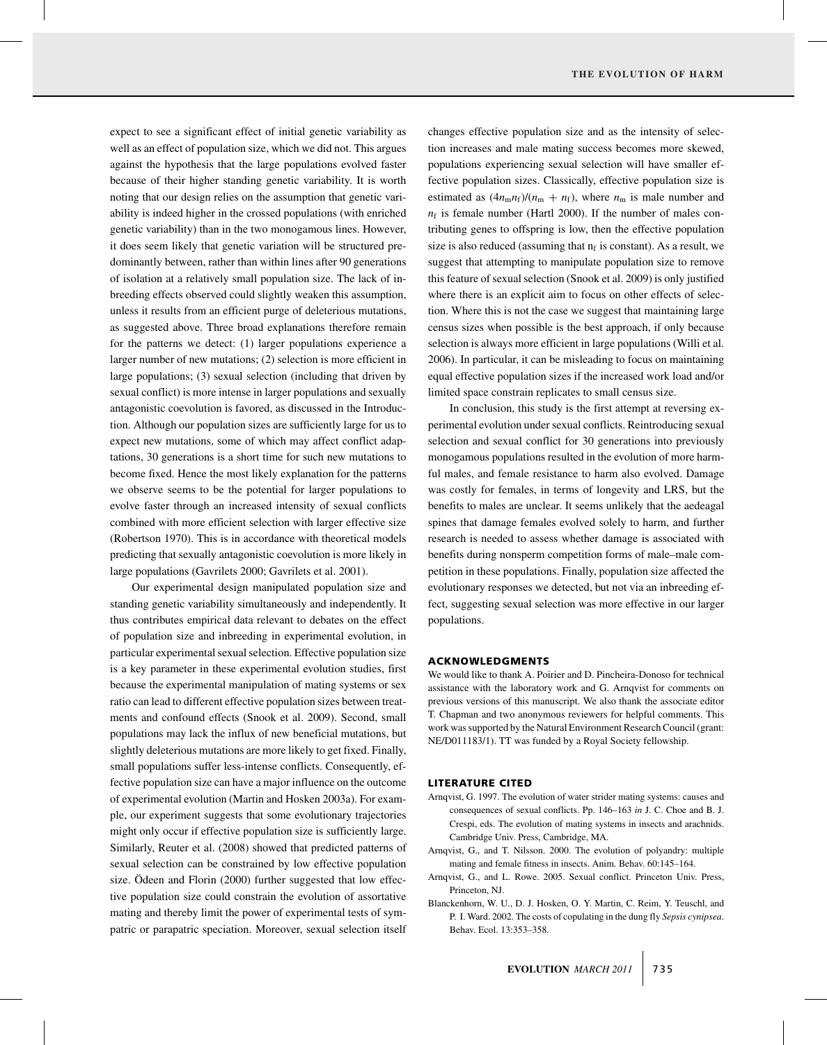expect to see a significant effect of initial genetic variability as well as an effect of population size, which we did not. This argues against the hypothesis that the large populations evolved faster because of their higher standing genetic variability. It is worth noting that our design relies on the assumption that genetic variability is indeed higher in the crossed populations (with enriched genetic variability) than in the two monogamous lines. However, it does seem likely that genetic variation will be structured predominantly between, rather than within lines after 90 generations of isolation at a relatively small population size. The lack of inbreeding effects observed could slightly weaken this assumption, unless it results from an efficient purge of deleterious mutations, as suggested above. Three broad explanations therefore remain for the patterns we detect: (1) larger populations experience a larger number of new mutations; (2) selection is more efficient in large populations; (3) sexual selection (including that driven by sexual conflict) is more intense in larger populations and sexually antagonistic coevolution is favored, as discussed in the Introduction. Although our population sizes are sufficiently large for us to expect new mutations, some of which may affect conflict adaptations, 30 generations is a short time for such new mutations to become fixed. Hence the most likely explanation for the patterns we observe seems to be the potential for larger populations to evolve faster through an increased intensity of sexual conflicts combined with more efficient selection with larger effective size (Robertson 1970). This is in accordance with theoretical models predicting that sexually antagonistic coevolution is more likely in large populations (Gavrilets 2000; Gavrilets et al. 2001).

Our experimental design manipulated population size and standing genetic variability simultaneously and independently. It thus contributes empirical data relevant to debates on the effect of population size and inbreeding in experimental evolution, in particular experimental sexual selection. Effective population size is a key parameter in these experimental evolution studies, first because the experimental manipulation of mating systems or sex ratio can lead to different effective population sizes between treatments and confound effects (Snook et al. 2009). Second, small populations may lack the influx of new beneficial mutations, but slightly deleterious mutations are more likely to get fixed. Finally, small populations suffer less-intense conflicts. Consequently, effective population size can have a major influence on the outcome of experimental evolution (Martin and Hosken 2003a). For example, our experiment suggests that some evolutionary trajectories might only occur if effective population size is sufficiently large. Similarly, Reuter et al. (2008) showed that predicted patterns of sexual selection can be constrained by low effective population size. Ödeen and Florin (2000) further suggested that low effective population size could constrain the evolution of assortative mating and thereby limit the power of experimental tests of sympatric or parapatric speciation. Moreover, sexual selection itself changes effective population size and as the intensity of selection increases and male mating success becomes more skewed, populations experiencing sexual selection will have smaller effective population sizes. Classically, effective population size is estimated as $(4n_m n_f)/(n_m + n_f)$, where $n_m$ is male number and $n_f$ is female number (Hartl 2000). If the number of males contributing genes to offspring is low, then the effective population size is also reduced (assuming that $n_f$ is constant). As a result, we suggest that attempting to manipulate population size to remove this feature of sexual selection (Snook et al. 2009) is only justified where there is an explicit aim to focus on other effects of selection. Where this is not the case we suggest that maintaining large census sizes when possible is the best approach, if only because selection is always more efficient in large populations (Willi et al. 2006). In particular, it can be misleading to focus on maintaining equal effective population sizes if the increased work load and/or limited space constrain replicates to small census size.

In conclusion, this study is the first attempt at reversing experimental evolution under sexual conflicts. Reintroducing sexual selection and sexual conflict for 30 generations into previously monogamous populations resulted in the evolution of more harmful males, and female resistance to harm also evolved. Damage was costly for females, in terms of longevity and LRS, but the benefits to males are unclear. It seems unlikely that the aedeagal spines that damage females evolved solely to harm, and further research is needed to assess whether damage is associated with benefits during nonsperm competition forms of male–male competition in these populations. Finally, population size affected the evolutionary responses we detected, but not via an inbreeding effect, suggesting sexual selection was more effective in our larger populations.

## ACKNOWLEDGMENTS

We would like to thank A. Poirier and D. Pincheira-Donoso for technical assistance with the laboratory work and G. Arnqvist for comments on previous versions of this manuscript. We also thank the associate editor T. Chapman and two anonymous reviewers for helpful comments. This work was supported by the Natural Environment Research Council (grant: NE/D011183/1). TT was funded by a Royal Society fellowship.

## LITERATURE CITED

Arnqvist, G. 1997. The evolution of water strider mating systems: causes and consequences of sexual conflicts. Pp. 146–163 *in* J. C. Choe and B. J. Crespi, eds. The evolution of mating systems in insects and arachnids. Cambridge Univ. Press, Cambridge, MA.

Arnqvist, G., and T. Nilsson. 2000. The evolution of polyandry: multiple mating and female fitness in insects. Anim. Behav. 60:145–164.

Arnqvist, G., and L. Rowe. 2005. Sexual conflict. Princeton Univ. Press, Princeton, NJ.

Blanckenhorn, W. U., D. J. Hosken, O. Y. Martin, C. Reim, Y. Teuschl, and P. I. Ward. 2002. The costs of copulating in the dung fly *Sepsis cynipsea*. Behav. Ecol. 13:353–358.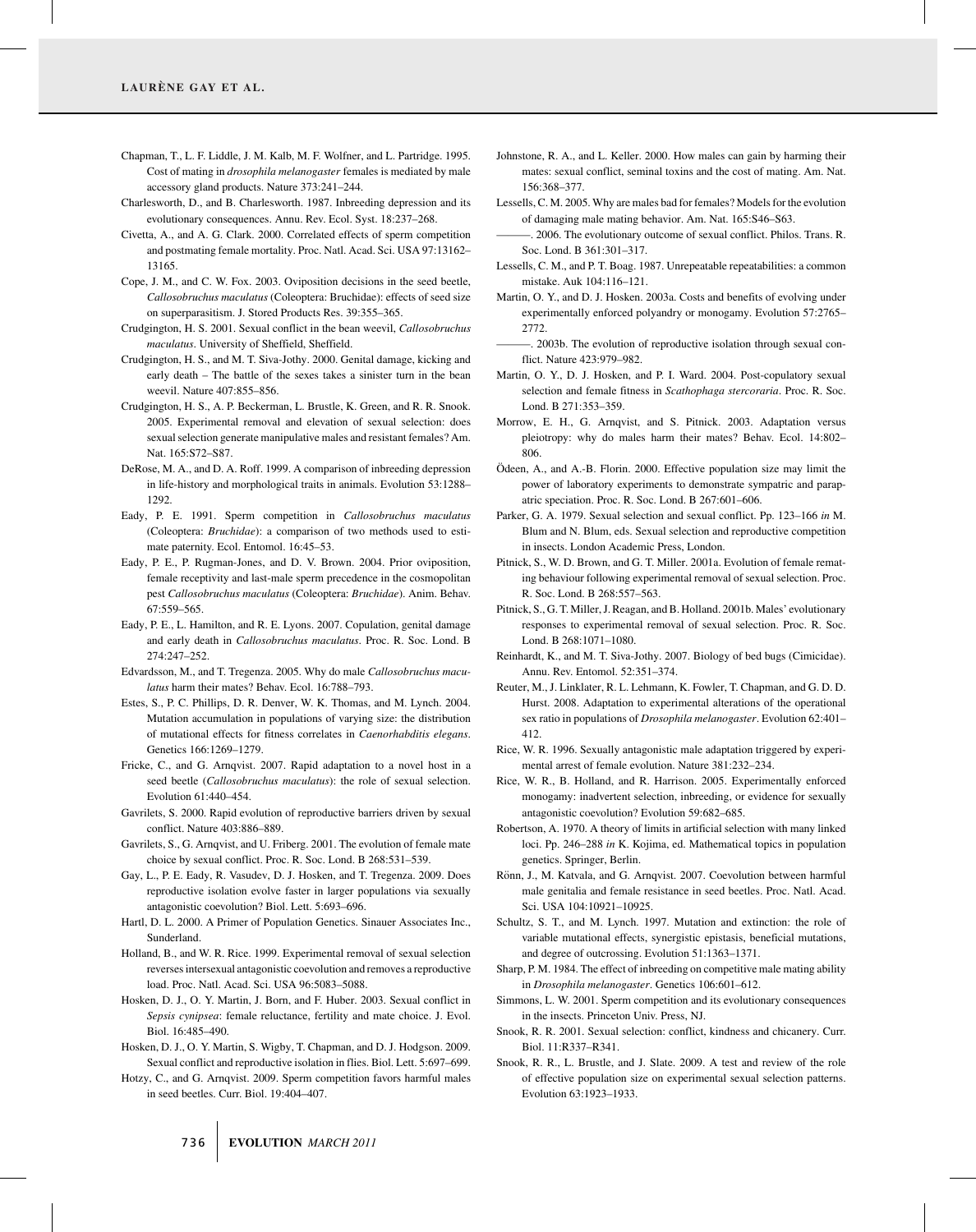Chapman, T., L. F. Liddle, J. M. Kalb, M. F. Wolfner, and L. Partridge. 1995. Cost of mating in *drosophila melanogaster* females is mediated by male accessory gland products. Nature 373:241–244.

Charlesworth, D., and B. Charlesworth. 1987. Inbreeding depression and its evolutionary consequences. Annu. Rev. Ecol. Syst. 18:237–268.

Civetta, A., and A. G. Clark. 2000. Correlated effects of sperm competition and postmating female mortality. Proc. Natl. Acad. Sci. USA 97:13162–13165.

Cope, J. M., and C. W. Fox. 2003. Oviposition decisions in the seed beetle, *Callosobruchus maculatus* (Coleoptera: Bruchidae): effects of seed size on superparasitism. J. Stored Products Res. 39:355–365.

Crudgington, H. S. 2001. Sexual conflict in the bean weevil, *Callosobruchus maculatus*. University of Sheffield, Sheffield.

Crudgington, H. S., and M. T. Siva-Jothy. 2000. Genital damage, kicking and early death – The battle of the sexes takes a sinister turn in the bean weevil. Nature 407:855–856.

Crudgington, H. S., A. P. Beckerman, L. Brustle, K. Green, and R. R. Snook. 2005. Experimental removal and elevation of sexual selection: does sexual selection generate manipulative males and resistant females? Am. Nat. 165:S72–S87.

DeRose, M. A., and D. A. Roff. 1999. A comparison of inbreeding depression in life-history and morphological traits in animals. Evolution 53:1288–1292.

Eady, P. E. 1991. Sperm competition in *Callosobruchus maculatus* (Coleoptera: *Bruchidae*): a comparison of two methods used to estimate paternity. Ecol. Entomol. 16:45–53.

Eady, P. E., P. Rugman-Jones, and D. V. Brown. 2004. Prior oviposition, female receptivity and last-male sperm precedence in the cosmopolitan pest *Callosobruchus maculatus* (Coleoptera: *Bruchidae*). Anim. Behav. 67:559–565.

Eady, P. E., L. Hamilton, and R. E. Lyons. 2007. Copulation, genital damage and early death in *Callosobruchus maculatus*. Proc. R. Soc. Lond. B 274:247–252.

Edvardsson, M., and T. Tregenza. 2005. Why do male *Callosobruchus maculatus* harm their mates? Behav. Ecol. 16:788–793.

Estes, S., P. C. Phillips, D. R. Denver, W. K. Thomas, and M. Lynch. 2004. Mutation accumulation in populations of varying size: the distribution of mutational effects for fitness correlates in *Caenorhabditis elegans*. Genetics 166:1269–1279.

Fricke, C., and G. Arnqvist. 2007. Rapid adaptation to a novel host in a seed beetle (*Callosobruchus maculatus*): the role of sexual selection. Evolution 61:440–454.

Gavrilets, S. 2000. Rapid evolution of reproductive barriers driven by sexual conflict. Nature 403:886–889.

Gavrilets, S., G. Arnqvist, and U. Friberg. 2001. The evolution of female mate choice by sexual conflict. Proc. R. Soc. Lond. B 268:531–539.

Gay, L., P. E. Eady, R. Vasudev, D. J. Hosken, and T. Tregenza. 2009. Does reproductive isolation evolve faster in larger populations via sexually antagonistic coevolution? Biol. Lett. 5:693–696.

Hartl, D. L. 2000. A Primer of Population Genetics. Sinauer Associates Inc., Sunderland.

Holland, B., and W. R. Rice. 1999. Experimental removal of sexual selection reverses intersexual antagonistic coevolution and removes a reproductive load. Proc. Natl. Acad. Sci. USA 96:5083–5088.

Hosken, D. J., O. Y. Martin, J. Born, and F. Huber. 2003. Sexual conflict in *Sepsis cynipsea*: female reluctance, fertility and mate choice. J. Evol. Biol. 16:485–490.

Hosken, D. J., O. Y. Martin, S. Wigby, T. Chapman, and D. J. Hodgson. 2009. Sexual conflict and reproductive isolation in flies. Biol. Lett. 5:697–699.

Hotzy, C., and G. Arnqvist. 2009. Sperm competition favors harmful males in seed beetles. Curr. Biol. 19:404–407.

Johnstone, R. A., and L. Keller. 2000. How males can gain by harming their mates: sexual conflict, seminal toxins and the cost of mating. Am. Nat. 156:368–377.

Lessells, C. M. 2005. Why are males bad for females? Models for the evolution of damaging male mating behavior. Am. Nat. 165:S46–S63.

———. 2006. The evolutionary outcome of sexual conflict. Philos. Trans. R. Soc. Lond. B 361:301–317.

Lessells, C. M., and P. T. Boag. 1987. Unrepeatable repeatabilities: a common mistake. Auk 104:116–121.

Martin, O. Y., and D. J. Hosken. 2003a. Costs and benefits of evolving under experimentally enforced polyandry or monogamy. Evolution 57:2765–2772.

———. 2003b. The evolution of reproductive isolation through sexual conflict. Nature 423:979–982.

Martin, O. Y., D. J. Hosken, and P. I. Ward. 2004. Post-copulatory sexual selection and female fitness in *Scathophaga stercoraria*. Proc. R. Soc. Lond. B 271:353–359.

Morrow, E. H., G. Arnqvist, and S. Pitnick. 2003. Adaptation versus pleiotropy: why do males harm their mates? Behav. Ecol. 14:802–806.

Ödeen, A., and A.-B. Florin. 2000. Effective population size may limit the power of laboratory experiments to demonstrate sympatric and parapatric speciation. Proc. R. Soc. Lond. B 267:601–606.

Parker, G. A. 1979. Sexual selection and sexual conflict. Pp. 123–166 *in* M. Blum and N. Blum, eds. Sexual selection and reproductive competition in insects. London Academic Press, London.

Pitnick, S., W. D. Brown, and G. T. Miller. 2001a. Evolution of female remating behaviour following experimental removal of sexual selection. Proc. R. Soc. Lond. B 268:557–563.

Pitnick, S., G. T. Miller, J. Reagan, and B. Holland. 2001b. Males' evolutionary responses to experimental removal of sexual selection. Proc. R. Soc. Lond. B 268:1071–1080.

Reinhardt, K., and M. T. Siva-Jothy. 2007. Biology of bed bugs (Cimicidae). Annu. Rev. Entomol. 52:351–374.

Reuter, M., J. Linklater, R. L. Lehmann, K. Fowler, T. Chapman, and G. D. D. Hurst. 2008. Adaptation to experimental alterations of the operational sex ratio in populations of *Drosophila melanogaster*. Evolution 62:401–412.

Rice, W. R. 1996. Sexually antagonistic male adaptation triggered by experimental arrest of female evolution. Nature 381:232–234.

Rice, W. R., B. Holland, and R. Harrison. 2005. Experimentally enforced monogamy: inadvertent selection, inbreeding, or evidence for sexually antagonistic coevolution? Evolution 59:682–685.

Robertson, A. 1970. A theory of limits in artificial selection with many linked loci. Pp. 246–288 *in* K. Kojima, ed. Mathematical topics in population genetics. Springer, Berlin.

Rönn, J., M. Katvala, and G. Arnqvist. 2007. Coevolution between harmful male genitalia and female resistance in seed beetles. Proc. Natl. Acad. Sci. USA 104:10921–10925.

Schultz, S. T., and M. Lynch. 1997. Mutation and extinction: the role of variable mutational effects, synergistic epistasis, beneficial mutations, and degree of outcrossing. Evolution 51:1363–1371.

Sharp, P. M. 1984. The effect of inbreeding on competitive male mating ability in *Drosophila melanogaster*. Genetics 106:601–612.

Simmons, L. W. 2001. Sperm competition and its evolutionary consequences in the insects. Princeton Univ. Press, NJ.

Snook, R. R. 2001. Sexual selection: conflict, kindness and chicanery. Curr. Biol. 11:R337–R341.

Snook, R. R., L. Brustle, and J. Slate. 2009. A test and review of the role of effective population size on experimental sexual selection patterns. Evolution 63:1923–1933.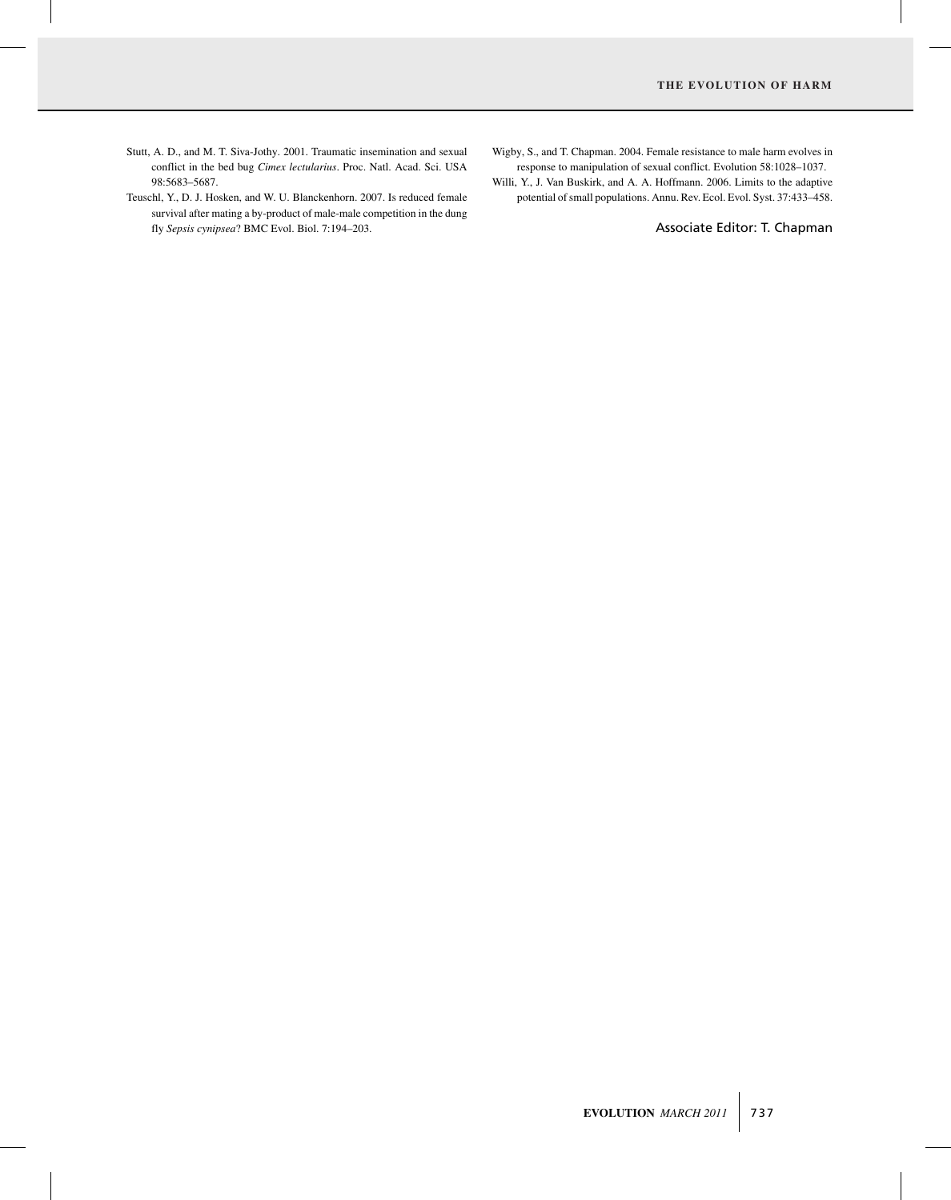Stutt, A. D., and M. T. Siva-Jothy. 2001. Traumatic insemination and sexual conflict in the bed bug *Cimex lectularius*. Proc. Natl. Acad. Sci. USA 98:5683–5687.

Teuschl, Y., D. J. Hosken, and W. U. Blanckenhorn. 2007. Is reduced female survival after mating a by-product of male-male competition in the dung fly *Sepsis cynipsea*? BMC Evol. Biol. 7:194–203.

Wigby, S., and T. Chapman. 2004. Female resistance to male harm evolves in response to manipulation of sexual conflict. Evolution 58:1028–1037.

Willi, Y., J. Van Buskirk, and A. A. Hoffmann. 2006. Limits to the adaptive potential of small populations. Annu. Rev. Ecol. Evol. Syst. 37:433–458.

Associate Editor: T. Chapman